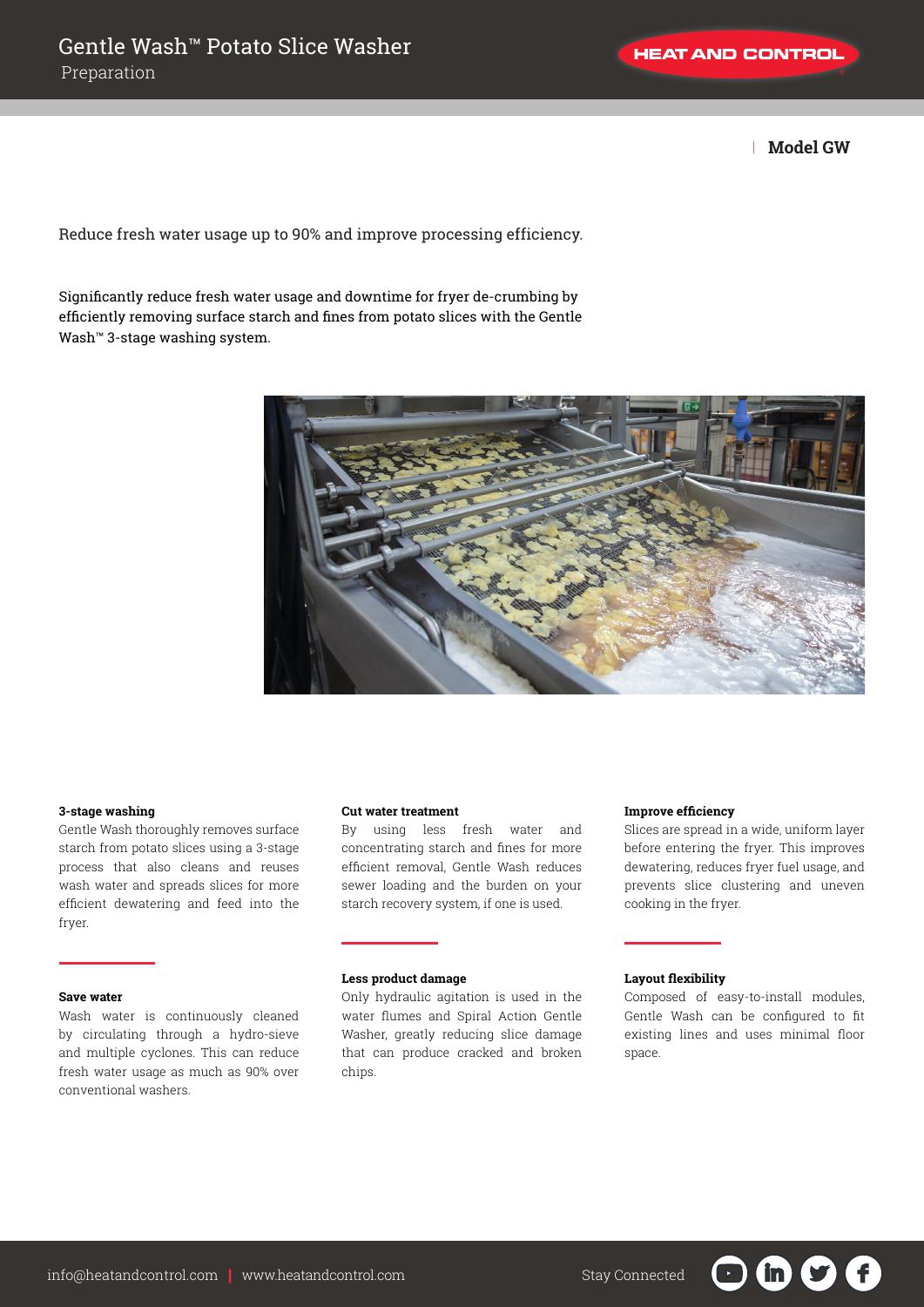# Gentle Wash™ Potato Slice Washer

Preparation

HEAT AND CONTROL

**Model GW**

Reduce fresh water usage up to 90% and improve processing efficiency.

Significantly reduce fresh water usage and downtime for fryer de-crumbing by efficiently removing surface starch and fines from potato slices with the Gentle Wash™ 3-stage washing system.

**3-stage washing**

Gentle Wash thoroughly removes surface starch from potato slices using a 3-stage process that also cleans and reuses wash water and spreads slices for more efficient dewatering and feed into the fryer.

**Save water**

Wash water is continuously cleaned by circulating through a hydro-sieve and multiple cyclones. This can reduce fresh water usage as much as 90% over conventional washers.

**Cut water treatment**

By using less fresh water and concentrating starch and fines for more efficient removal, Gentle Wash reduces sewer loading and the burden on your starch recovery system, if one is used.

**Less product damage**

Only hydraulic agitation is used in the water flumes and Spiral Action Gentle Washer, greatly reducing slice damage that can produce cracked and broken chips.

**Improve efficiency**

Slices are spread in a wide, uniform layer before entering the fryer. This improves dewatering, reduces fryer fuel usage, and prevents slice clustering and uneven cooking in the fryer.

**Layout flexibility**

Composed of easy-to-install modules, Gentle Wash can be configured to fit existing lines and uses minimal floor space.

info@heatandcontrol.com | www.heatandcontrol.com

Stay Connected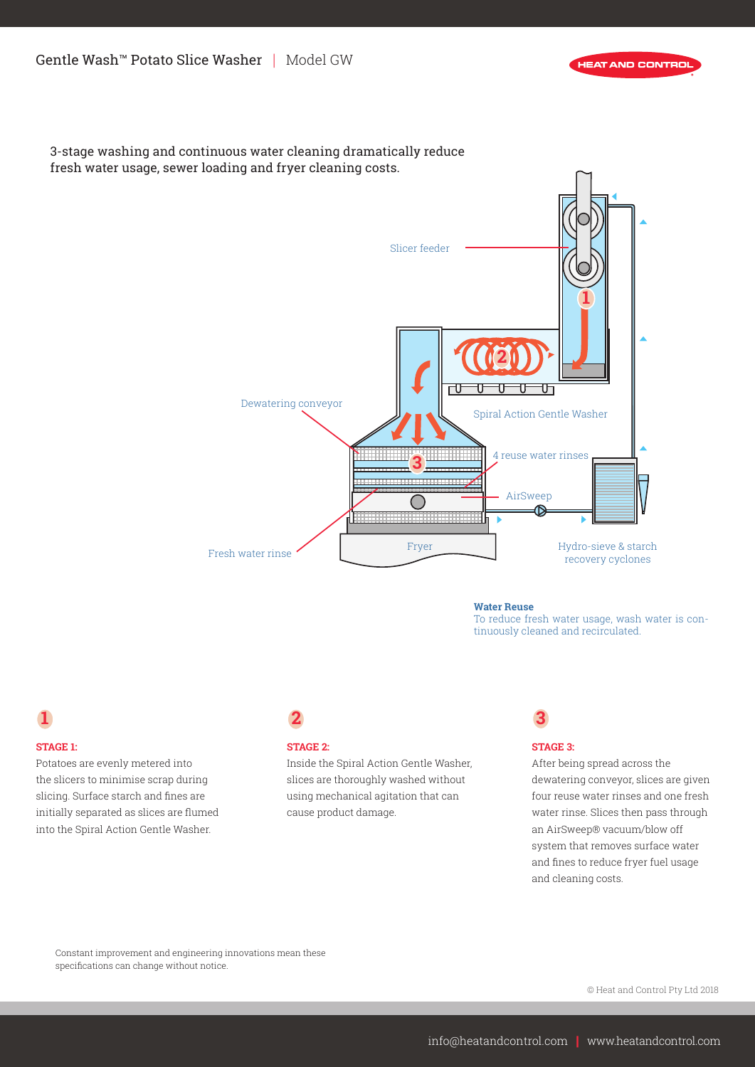3-stage washing and continuous water cleaning dramatically reduce fresh water usage, sewer loading and fryer cleaning costs.

Slicer feeder

Dewatering conveyor

Spiral Action Gentle Washer

4 reuse water rinses

AirSweep

Fresh water rinse

Fryer

Hydro-sieve & starch recovery cyclones

**Water Reuse**
To reduce fresh water usage, wash water is continuously cleaned and recirculated.

### 1

**STAGE 1:**

Potatoes are evenly metered into the slicers to minimise scrap during slicing. Surface starch and fines are initially separated as slices are flumed into the Spiral Action Gentle Washer.

### 2

**STAGE 2:**

Inside the Spiral Action Gentle Washer, slices are thoroughly washed without using mechanical agitation that can cause product damage.

### 3

**STAGE 3:**

After being spread across the dewatering conveyor, slices are given four reuse water rinses and one fresh water rinse. Slices then pass through an AirSweep® vacuum/blow off system that removes surface water and fines to reduce fryer fuel usage and cleaning costs.

Constant improvement and engineering innovations mean these specifications can change without notice.

© Heat and Control Pty Ltd 2018

info@heatandcontrol.com | www.heatandcontrol.com